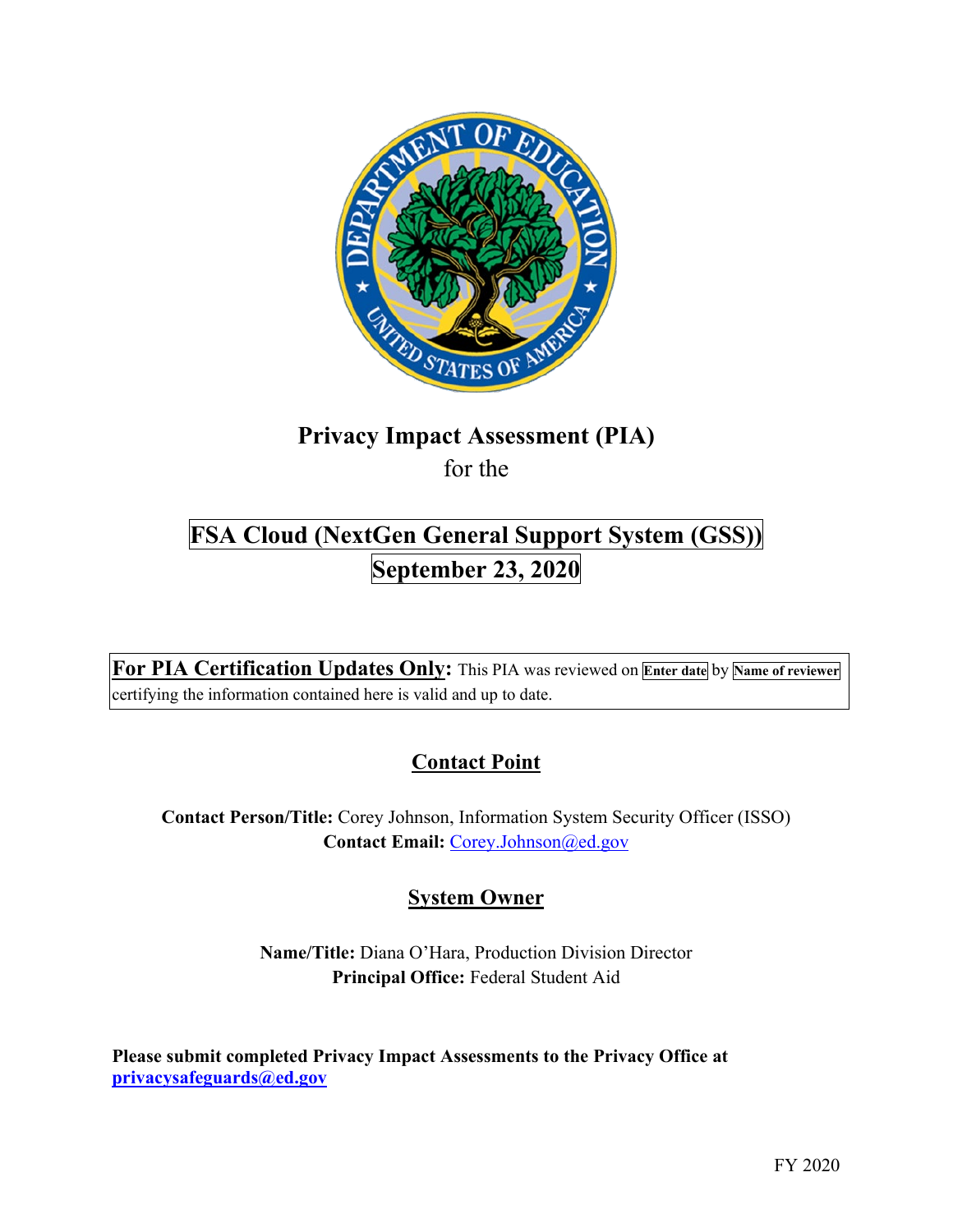# Privacy Impact Assessment (PIA)

for the

## FSA Cloud (NextGen General Support System (GSS))

## September 23, 2020

**For PIA Certification Updates Only:** This PIA was reviewed on **Enter date** by **Name of reviewer** certifying the information contained here is valid and up to date.

## Contact Point

**Contact Person/Title:** Corey Johnson, Information System Security Officer (ISSO)
**Contact Email:** Corey.Johnson@ed.gov

## System Owner

**Name/Title:** Diana O'Hara, Production Division Director
**Principal Office:** Federal Student Aid

**Please submit completed Privacy Impact Assessments to the Privacy Office at privacysafeguards@ed.gov**

FY 2020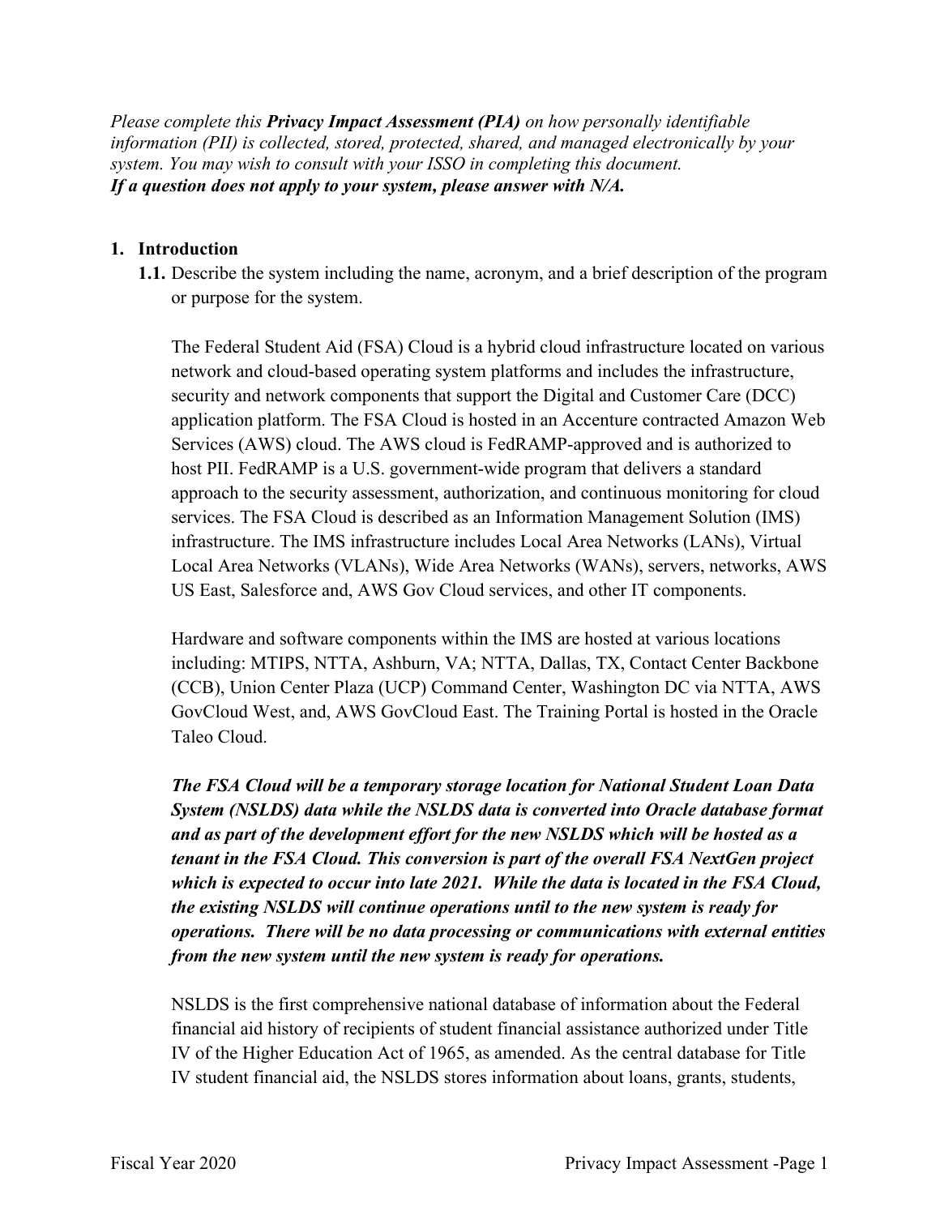*Please complete this **Privacy Impact Assessment (PIA)** on how personally identifiable information (PII) is collected, stored, protected, shared, and managed electronically by your system. You may wish to consult with your ISSO in completing this document.*
***If a question does not apply to your system, please answer with N/A.***

## 1. Introduction

**1.1.** Describe the system including the name, acronym, and a brief description of the program or purpose for the system.

The Federal Student Aid (FSA) Cloud is a hybrid cloud infrastructure located on various network and cloud-based operating system platforms and includes the infrastructure, security and network components that support the Digital and Customer Care (DCC) application platform. The FSA Cloud is hosted in an Accenture contracted Amazon Web Services (AWS) cloud. The AWS cloud is FedRAMP-approved and is authorized to host PII. FedRAMP is a U.S. government-wide program that delivers a standard approach to the security assessment, authorization, and continuous monitoring for cloud services. The FSA Cloud is described as an Information Management Solution (IMS) infrastructure. The IMS infrastructure includes Local Area Networks (LANs), Virtual Local Area Networks (VLANs), Wide Area Networks (WANs), servers, networks, AWS US East, Salesforce and, AWS Gov Cloud services, and other IT components.

Hardware and software components within the IMS are hosted at various locations including: MTIPS, NTTA, Ashburn, VA; NTTA, Dallas, TX, Contact Center Backbone (CCB), Union Center Plaza (UCP) Command Center, Washington DC via NTTA, AWS GovCloud West, and, AWS GovCloud East. The Training Portal is hosted in the Oracle Taleo Cloud.

***The FSA Cloud will be a temporary storage location for National Student Loan Data System (NSLDS) data while the NSLDS data is converted into Oracle database format and as part of the development effort for the new NSLDS which will be hosted as a tenant in the FSA Cloud. This conversion is part of the overall FSA NextGen project which is expected to occur into late 2021. While the data is located in the FSA Cloud, the existing NSLDS will continue operations until to the new system is ready for operations. There will be no data processing or communications with external entities from the new system until the new system is ready for operations.***

NSLDS is the first comprehensive national database of information about the Federal financial aid history of recipients of student financial assistance authorized under Title IV of the Higher Education Act of 1965, as amended. As the central database for Title IV student financial aid, the NSLDS stores information about loans, grants, students,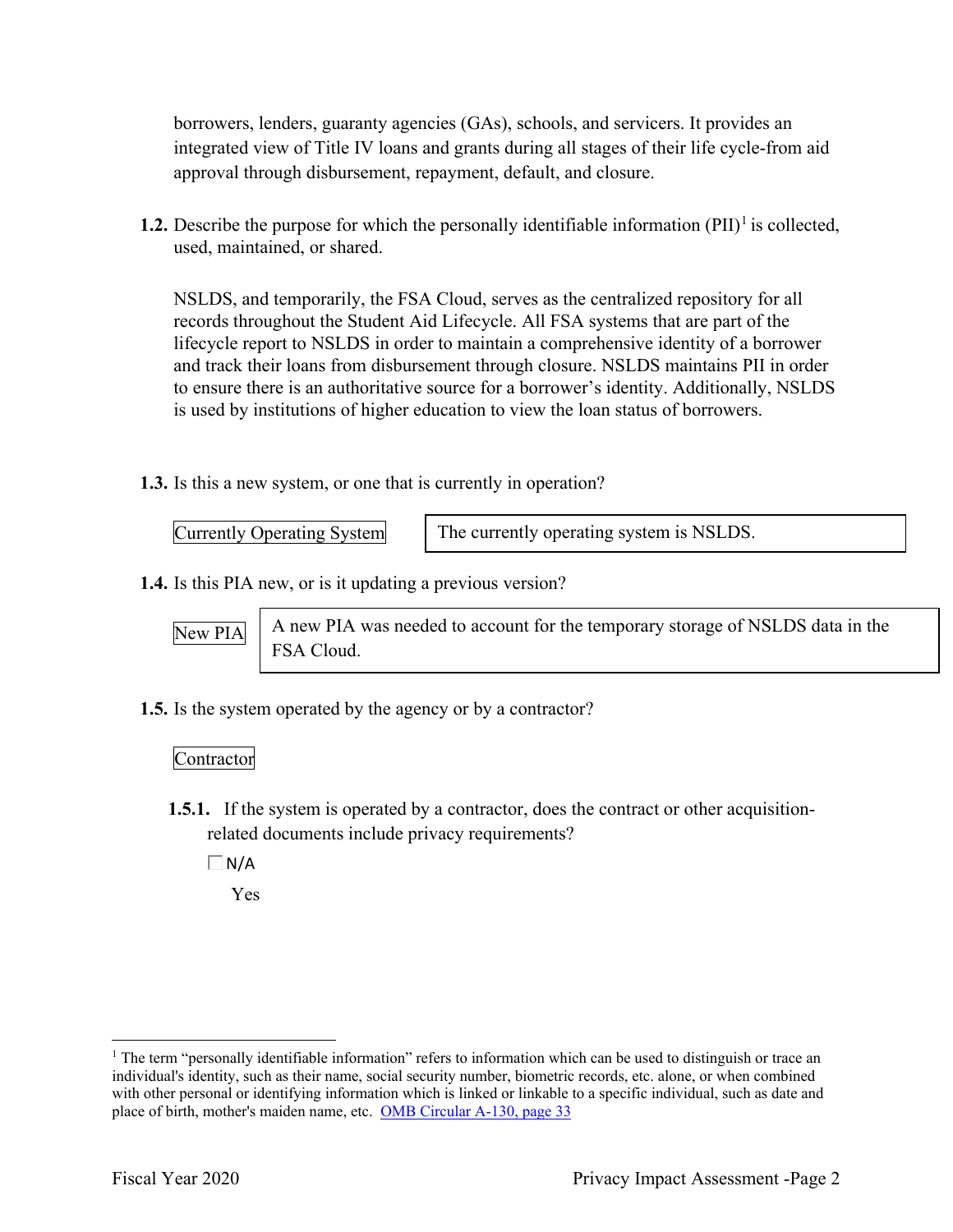borrowers, lenders, guaranty agencies (GAs), schools, and servicers. It provides an integrated view of Title IV loans and grants during all stages of their life cycle-from aid approval through disbursement, repayment, default, and closure.

**1.2.** Describe the purpose for which the personally identifiable information (PII)[1] is collected, used, maintained, or shared.

NSLDS, and temporarily, the FSA Cloud, serves as the centralized repository for all records throughout the Student Aid Lifecycle. All FSA systems that are part of the lifecycle report to NSLDS in order to maintain a comprehensive identity of a borrower and track their loans from disbursement through closure. NSLDS maintains PII in order to ensure there is an authoritative source for a borrower's identity. Additionally, NSLDS is used by institutions of higher education to view the loan status of borrowers.

**1.3.** Is this a new system, or one that is currently in operation?

Currently Operating System

The currently operating system is NSLDS.

**1.4.** Is this PIA new, or is it updating a previous version?

New PIA

A new PIA was needed to account for the temporary storage of NSLDS data in the FSA Cloud.

**1.5.** Is the system operated by the agency or by a contractor?

Contractor

**1.5.1.** If the system is operated by a contractor, does the contract or other acquisition-related documents include privacy requirements?

☐ N/A

Yes

[1] The term "personally identifiable information" refers to information which can be used to distinguish or trace an individual's identity, such as their name, social security number, biometric records, etc. alone, or when combined with other personal or identifying information which is linked or linkable to a specific individual, such as date and place of birth, mother's maiden name, etc. OMB Circular A-130, page 33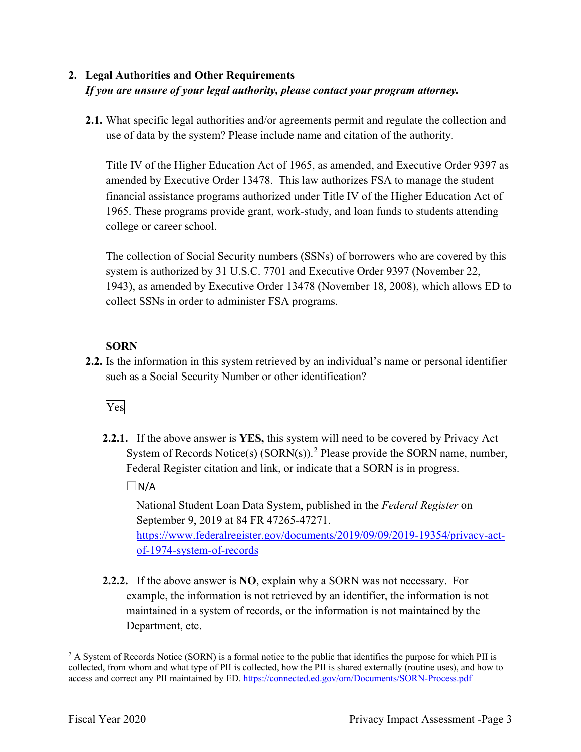## 2. Legal Authorities and Other Requirements

*If you are unsure of your legal authority, please contact your program attorney.*

**2.1.** What specific legal authorities and/or agreements permit and regulate the collection and use of data by the system? Please include name and citation of the authority.

Title IV of the Higher Education Act of 1965, as amended, and Executive Order 9397 as amended by Executive Order 13478. This law authorizes FSA to manage the student financial assistance programs authorized under Title IV of the Higher Education Act of 1965. These programs provide grant, work-study, and loan funds to students attending college or career school.

The collection of Social Security numbers (SSNs) of borrowers who are covered by this system is authorized by 31 U.S.C. 7701 and Executive Order 9397 (November 22, 1943), as amended by Executive Order 13478 (November 18, 2008), which allows ED to collect SSNs in order to administer FSA programs.

**SORN**

**2.2.** Is the information in this system retrieved by an individual's name or personal identifier such as a Social Security Number or other identification?

Yes

**2.2.1.** If the above answer is **YES,** this system will need to be covered by Privacy Act System of Records Notice(s) (SORN(s)).[2] Please provide the SORN name, number, Federal Register citation and link, or indicate that a SORN is in progress.

☐ N/A

National Student Loan Data System, published in the *Federal Register* on September 9, 2019 at 84 FR 47265-47271. https://www.federalregister.gov/documents/2019/09/09/2019-19354/privacy-act-of-1974-system-of-records

**2.2.2.** If the above answer is **NO**, explain why a SORN was not necessary. For example, the information is not retrieved by an identifier, the information is not maintained in a system of records, or the information is not maintained by the Department, etc.

---

[2] A System of Records Notice (SORN) is a formal notice to the public that identifies the purpose for which PII is collected, from whom and what type of PII is collected, how the PII is shared externally (routine uses), and how to access and correct any PII maintained by ED. https://connected.ed.gov/om/Documents/SORN-Process.pdf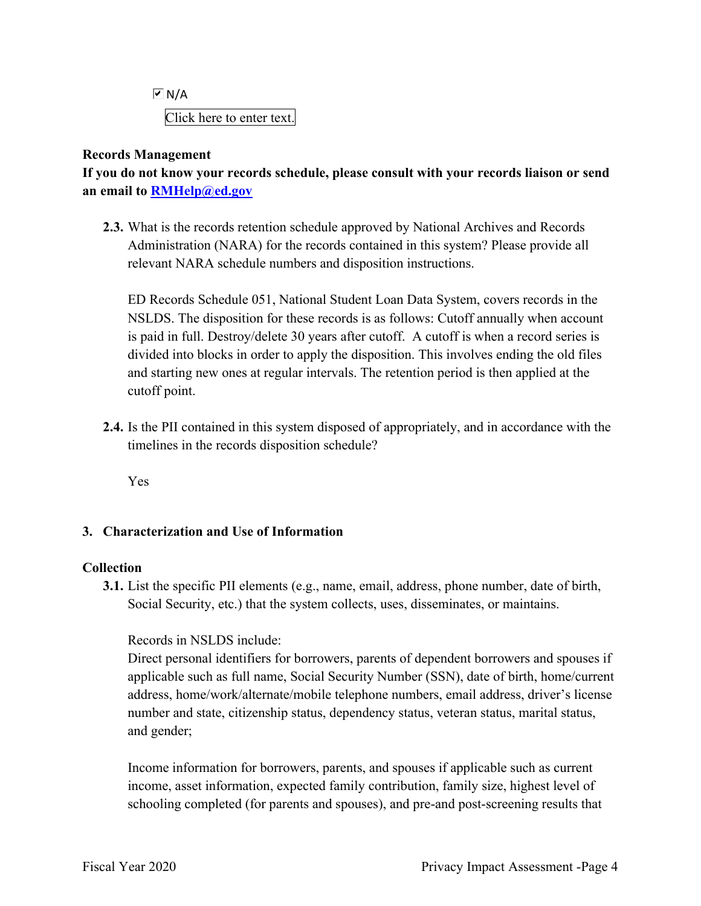☑ N/A

Click here to enter text.

**Records Management**

**If you do not know your records schedule, please consult with your records liaison or send an email to [RMHelp@ed.gov](mailto:RMHelp@ed.gov)**

**2.3.** What is the records retention schedule approved by National Archives and Records Administration (NARA) for the records contained in this system? Please provide all relevant NARA schedule numbers and disposition instructions.

ED Records Schedule 051, National Student Loan Data System, covers records in the NSLDS. The disposition for these records is as follows: Cutoff annually when account is paid in full. Destroy/delete 30 years after cutoff. A cutoff is when a record series is divided into blocks in order to apply the disposition. This involves ending the old files and starting new ones at regular intervals. The retention period is then applied at the cutoff point.

**2.4.** Is the PII contained in this system disposed of appropriately, and in accordance with the timelines in the records disposition schedule?

Yes

## 3. Characterization and Use of Information

**Collection**

**3.1.** List the specific PII elements (e.g., name, email, address, phone number, date of birth, Social Security, etc.) that the system collects, uses, disseminates, or maintains.

Records in NSLDS include:

Direct personal identifiers for borrowers, parents of dependent borrowers and spouses if applicable such as full name, Social Security Number (SSN), date of birth, home/current address, home/work/alternate/mobile telephone numbers, email address, driver's license number and state, citizenship status, dependency status, veteran status, marital status, and gender;

Income information for borrowers, parents, and spouses if applicable such as current income, asset information, expected family contribution, family size, highest level of schooling completed (for parents and spouses), and pre-and post-screening results that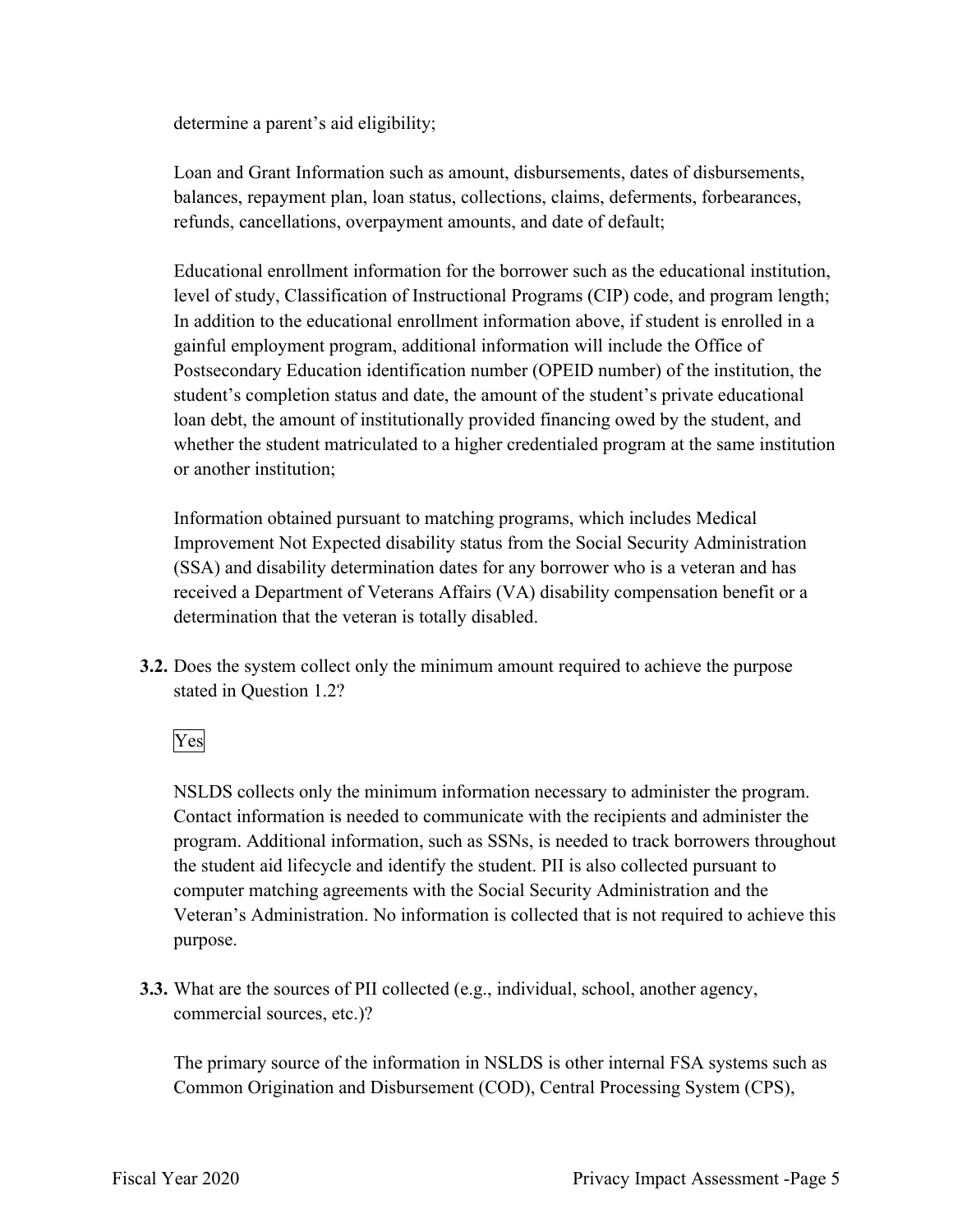determine a parent's aid eligibility;

Loan and Grant Information such as amount, disbursements, dates of disbursements, balances, repayment plan, loan status, collections, claims, deferments, forbearances, refunds, cancellations, overpayment amounts, and date of default;

Educational enrollment information for the borrower such as the educational institution, level of study, Classification of Instructional Programs (CIP) code, and program length; In addition to the educational enrollment information above, if student is enrolled in a gainful employment program, additional information will include the Office of Postsecondary Education identification number (OPEID number) of the institution, the student's completion status and date, the amount of the student's private educational loan debt, the amount of institutionally provided financing owed by the student, and whether the student matriculated to a higher credentialed program at the same institution or another institution;

Information obtained pursuant to matching programs, which includes Medical Improvement Not Expected disability status from the Social Security Administration (SSA) and disability determination dates for any borrower who is a veteran and has received a Department of Veterans Affairs (VA) disability compensation benefit or a determination that the veteran is totally disabled.

**3.2.** Does the system collect only the minimum amount required to achieve the purpose stated in Question 1.2?

Yes

NSLDS collects only the minimum information necessary to administer the program. Contact information is needed to communicate with the recipients and administer the program. Additional information, such as SSNs, is needed to track borrowers throughout the student aid lifecycle and identify the student. PII is also collected pursuant to computer matching agreements with the Social Security Administration and the Veteran's Administration. No information is collected that is not required to achieve this purpose.

**3.3.** What are the sources of PII collected (e.g., individual, school, another agency, commercial sources, etc.)?

The primary source of the information in NSLDS is other internal FSA systems such as Common Origination and Disbursement (COD), Central Processing System (CPS),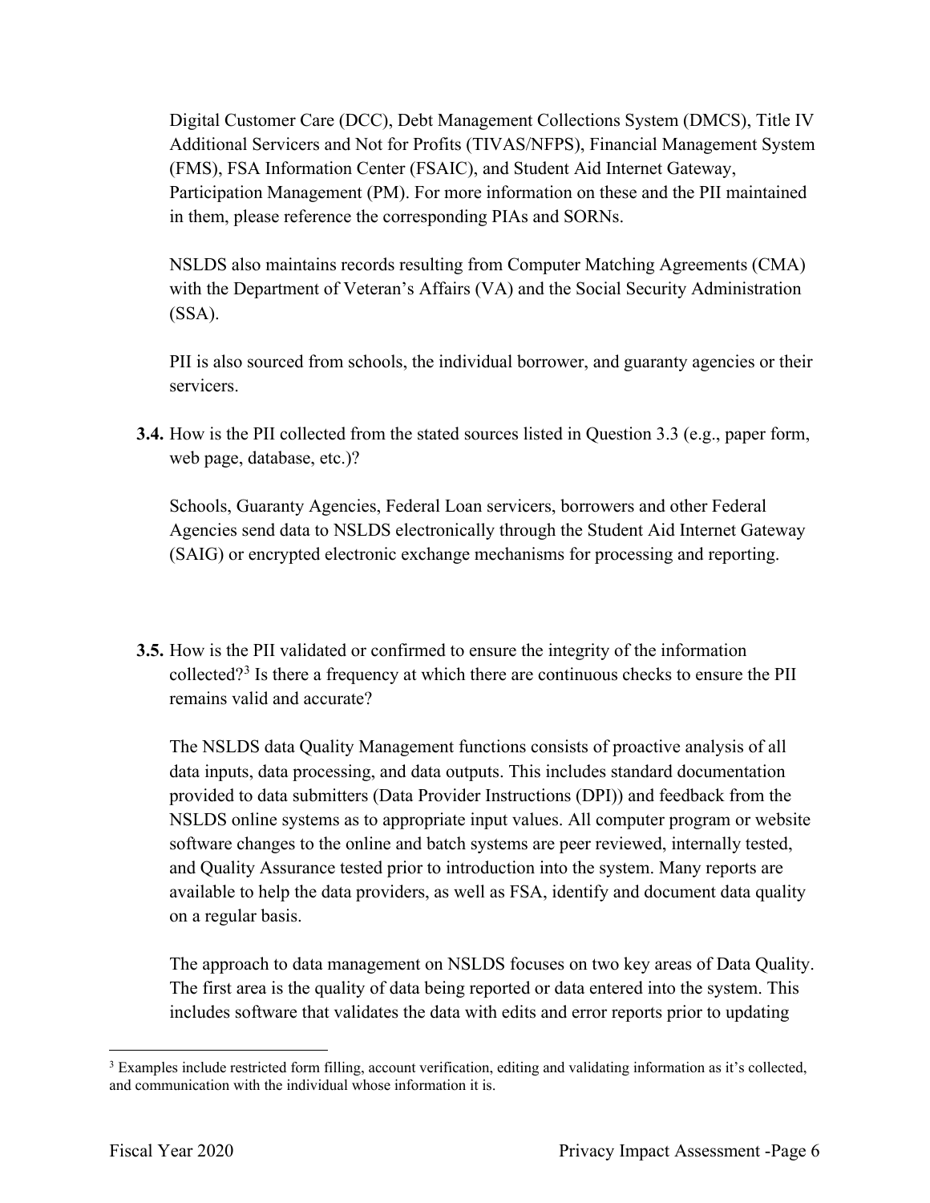Digital Customer Care (DCC), Debt Management Collections System (DMCS), Title IV Additional Servicers and Not for Profits (TIVAS/NFPS), Financial Management System (FMS), FSA Information Center (FSAIC), and Student Aid Internet Gateway, Participation Management (PM). For more information on these and the PII maintained in them, please reference the corresponding PIAs and SORNs.

NSLDS also maintains records resulting from Computer Matching Agreements (CMA) with the Department of Veteran's Affairs (VA) and the Social Security Administration (SSA).

PII is also sourced from schools, the individual borrower, and guaranty agencies or their servicers.

**3.4.** How is the PII collected from the stated sources listed in Question 3.3 (e.g., paper form, web page, database, etc.)?

Schools, Guaranty Agencies, Federal Loan servicers, borrowers and other Federal Agencies send data to NSLDS electronically through the Student Aid Internet Gateway (SAIG) or encrypted electronic exchange mechanisms for processing and reporting.

**3.5.** How is the PII validated or confirmed to ensure the integrity of the information collected?[3] Is there a frequency at which there are continuous checks to ensure the PII remains valid and accurate?

The NSLDS data Quality Management functions consists of proactive analysis of all data inputs, data processing, and data outputs. This includes standard documentation provided to data submitters (Data Provider Instructions (DPI)) and feedback from the NSLDS online systems as to appropriate input values. All computer program or website software changes to the online and batch systems are peer reviewed, internally tested, and Quality Assurance tested prior to introduction into the system. Many reports are available to help the data providers, as well as FSA, identify and document data quality on a regular basis.

The approach to data management on NSLDS focuses on two key areas of Data Quality. The first area is the quality of data being reported or data entered into the system. This includes software that validates the data with edits and error reports prior to updating

[3] Examples include restricted form filling, account verification, editing and validating information as it's collected, and communication with the individual whose information it is.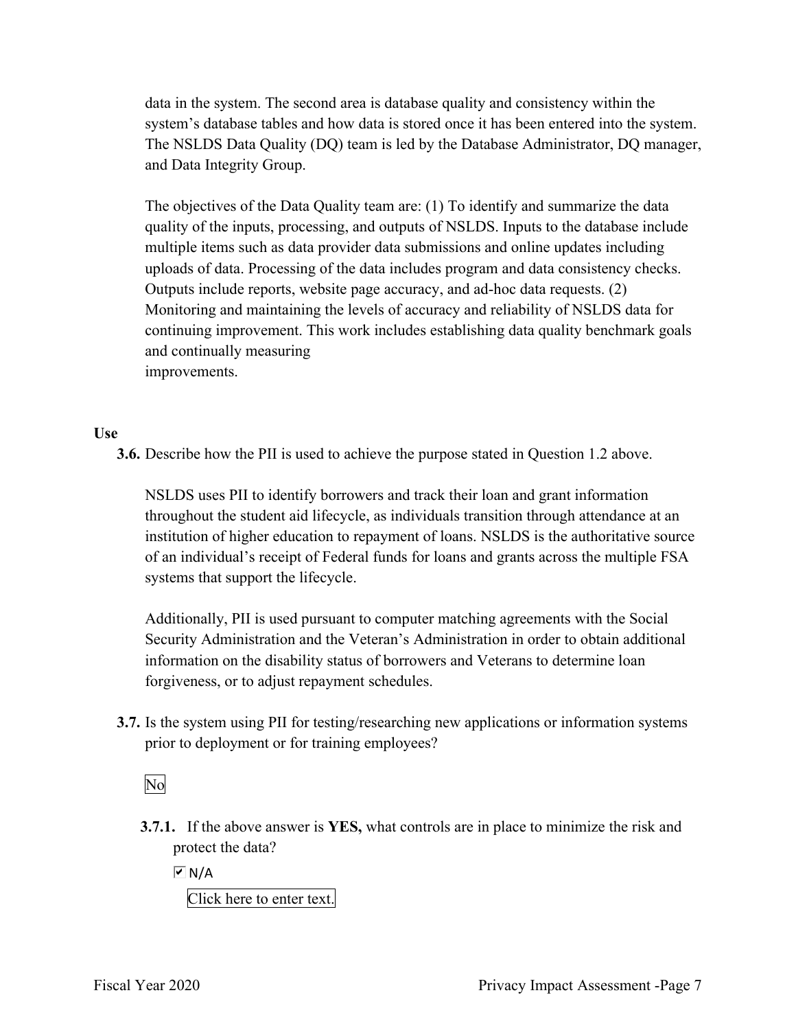data in the system. The second area is database quality and consistency within the system's database tables and how data is stored once it has been entered into the system. The NSLDS Data Quality (DQ) team is led by the Database Administrator, DQ manager, and Data Integrity Group.

The objectives of the Data Quality team are: (1) To identify and summarize the data quality of the inputs, processing, and outputs of NSLDS. Inputs to the database include multiple items such as data provider data submissions and online updates including uploads of data. Processing of the data includes program and data consistency checks. Outputs include reports, website page accuracy, and ad-hoc data requests. (2) Monitoring and maintaining the levels of accuracy and reliability of NSLDS data for continuing improvement. This work includes establishing data quality benchmark goals and continually measuring
improvements.

**Use**

**3.6.** Describe how the PII is used to achieve the purpose stated in Question 1.2 above.

NSLDS uses PII to identify borrowers and track their loan and grant information throughout the student aid lifecycle, as individuals transition through attendance at an institution of higher education to repayment of loans. NSLDS is the authoritative source of an individual's receipt of Federal funds for loans and grants across the multiple FSA systems that support the lifecycle.

Additionally, PII is used pursuant to computer matching agreements with the Social Security Administration and the Veteran's Administration in order to obtain additional information on the disability status of borrowers and Veterans to determine loan forgiveness, or to adjust repayment schedules.

**3.7.** Is the system using PII for testing/researching new applications or information systems prior to deployment or for training employees?

No

**3.7.1.** If the above answer is **YES,** what controls are in place to minimize the risk and protect the data?

☑ N/A

Click here to enter text.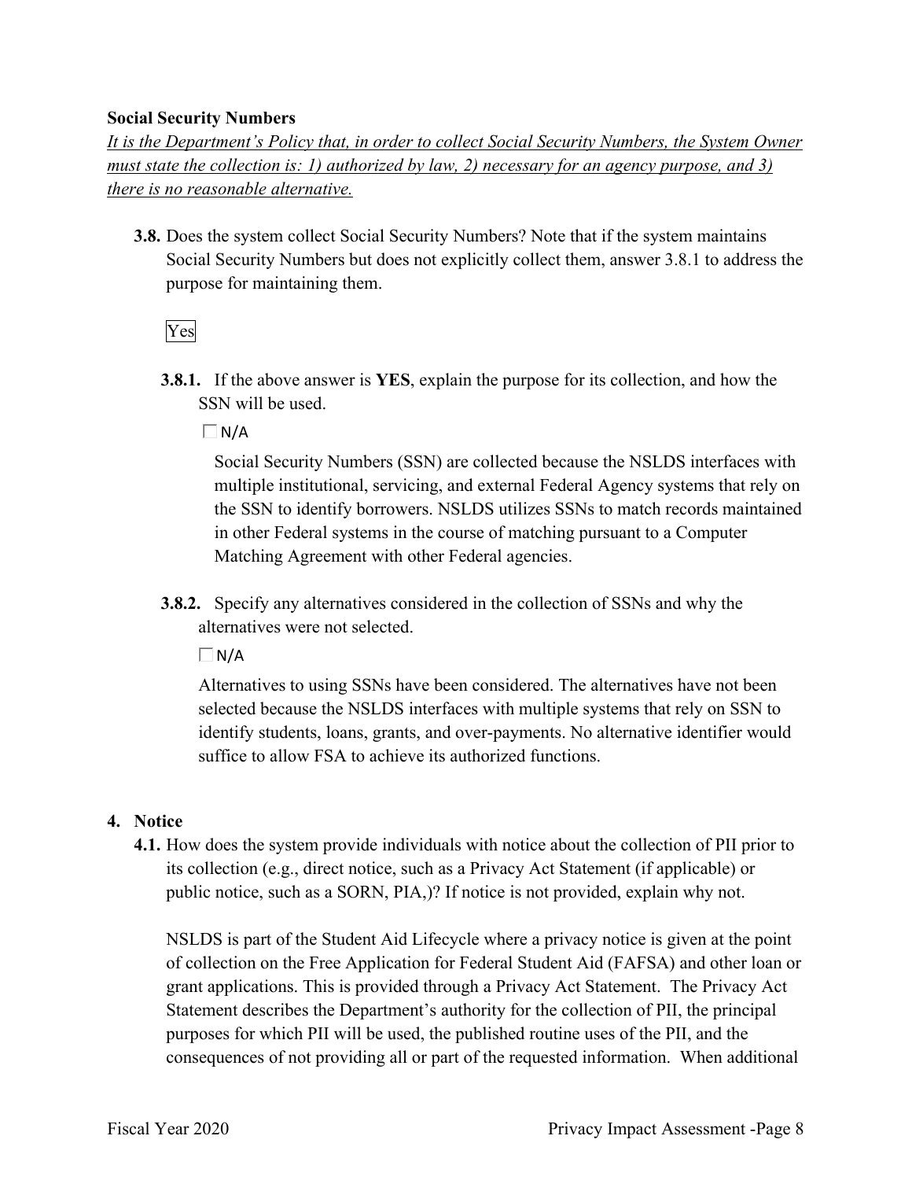**Social Security Numbers**

*It is the Department's Policy that, in order to collect Social Security Numbers, the System Owner must state the collection is: 1) authorized by law, 2) necessary for an agency purpose, and 3) there is no reasonable alternative.*

**3.8.** Does the system collect Social Security Numbers? Note that if the system maintains Social Security Numbers but does not explicitly collect them, answer 3.8.1 to address the purpose for maintaining them.

Yes

**3.8.1.** If the above answer is **YES**, explain the purpose for its collection, and how the SSN will be used.

☐ N/A

Social Security Numbers (SSN) are collected because the NSLDS interfaces with multiple institutional, servicing, and external Federal Agency systems that rely on the SSN to identify borrowers. NSLDS utilizes SSNs to match records maintained in other Federal systems in the course of matching pursuant to a Computer Matching Agreement with other Federal agencies.

**3.8.2.** Specify any alternatives considered in the collection of SSNs and why the alternatives were not selected.

☐ N/A

Alternatives to using SSNs have been considered. The alternatives have not been selected because the NSLDS interfaces with multiple systems that rely on SSN to identify students, loans, grants, and over-payments. No alternative identifier would suffice to allow FSA to achieve its authorized functions.

## 4. Notice

**4.1.** How does the system provide individuals with notice about the collection of PII prior to its collection (e.g., direct notice, such as a Privacy Act Statement (if applicable) or public notice, such as a SORN, PIA,)? If notice is not provided, explain why not.

NSLDS is part of the Student Aid Lifecycle where a privacy notice is given at the point of collection on the Free Application for Federal Student Aid (FAFSA) and other loan or grant applications. This is provided through a Privacy Act Statement. The Privacy Act Statement describes the Department's authority for the collection of PII, the principal purposes for which PII will be used, the published routine uses of the PII, and the consequences of not providing all or part of the requested information. When additional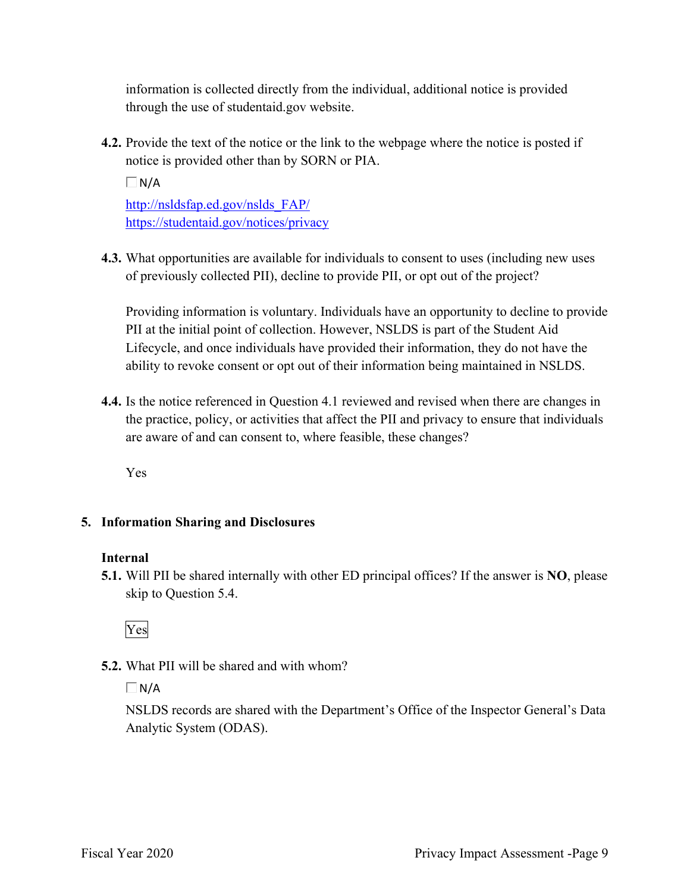information is collected directly from the individual, additional notice is provided through the use of studentaid.gov website.

**4.2.** Provide the text of the notice or the link to the webpage where the notice is posted if notice is provided other than by SORN or PIA.

☐ N/A

http://nsldsfap.ed.gov/nslds_FAP/
https://studentaid.gov/notices/privacy

**4.3.** What opportunities are available for individuals to consent to uses (including new uses of previously collected PII), decline to provide PII, or opt out of the project?

Providing information is voluntary. Individuals have an opportunity to decline to provide PII at the initial point of collection. However, NSLDS is part of the Student Aid Lifecycle, and once individuals have provided their information, they do not have the ability to revoke consent or opt out of their information being maintained in NSLDS.

**4.4.** Is the notice referenced in Question 4.1 reviewed and revised when there are changes in the practice, policy, or activities that affect the PII and privacy to ensure that individuals are aware of and can consent to, where feasible, these changes?

Yes

## 5. Information Sharing and Disclosures

**Internal**

**5.1.** Will PII be shared internally with other ED principal offices? If the answer is **NO**, please skip to Question 5.4.

Yes

**5.2.** What PII will be shared and with whom?

☐ N/A

NSLDS records are shared with the Department's Office of the Inspector General's Data Analytic System (ODAS).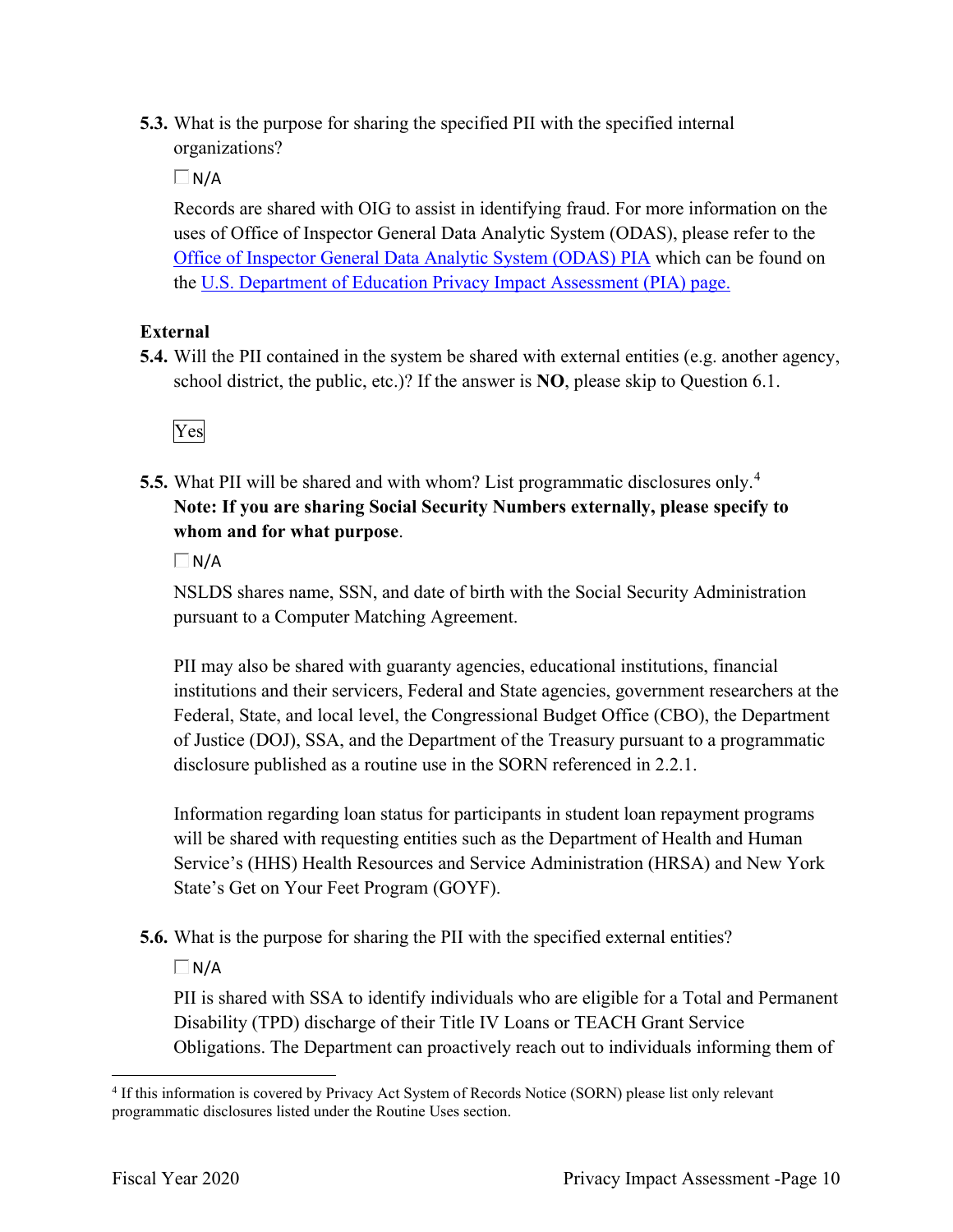**5.3.** What is the purpose for sharing the specified PII with the specified internal organizations?

☐ N/A

Records are shared with OIG to assist in identifying fraud. For more information on the uses of Office of Inspector General Data Analytic System (ODAS), please refer to the Office of Inspector General Data Analytic System (ODAS) PIA which can be found on the U.S. Department of Education Privacy Impact Assessment (PIA) page.

**External**

**5.4.** Will the PII contained in the system be shared with external entities (e.g. another agency, school district, the public, etc.)? If the answer is **NO**, please skip to Question 6.1.

Yes

**5.5.** What PII will be shared and with whom? List programmatic disclosures only.[4] **Note: If you are sharing Social Security Numbers externally, please specify to whom and for what purpose**.

☐ N/A

NSLDS shares name, SSN, and date of birth with the Social Security Administration pursuant to a Computer Matching Agreement.

PII may also be shared with guaranty agencies, educational institutions, financial institutions and their servicers, Federal and State agencies, government researchers at the Federal, State, and local level, the Congressional Budget Office (CBO), the Department of Justice (DOJ), SSA, and the Department of the Treasury pursuant to a programmatic disclosure published as a routine use in the SORN referenced in 2.2.1.

Information regarding loan status for participants in student loan repayment programs will be shared with requesting entities such as the Department of Health and Human Service's (HHS) Health Resources and Service Administration (HRSA) and New York State's Get on Your Feet Program (GOYF).

**5.6.** What is the purpose for sharing the PII with the specified external entities?

☐ N/A

PII is shared with SSA to identify individuals who are eligible for a Total and Permanent Disability (TPD) discharge of their Title IV Loans or TEACH Grant Service Obligations. The Department can proactively reach out to individuals informing them of

[4] If this information is covered by Privacy Act System of Records Notice (SORN) please list only relevant programmatic disclosures listed under the Routine Uses section.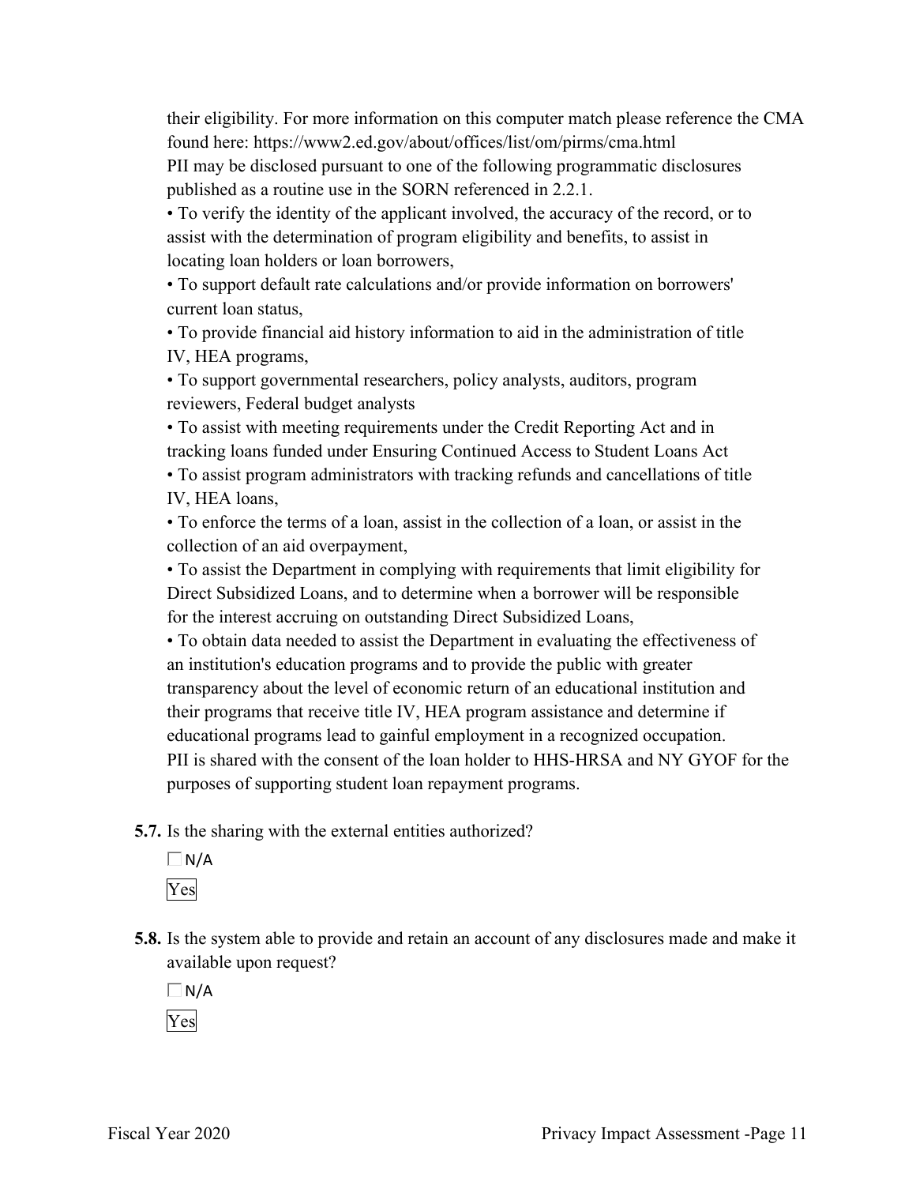their eligibility. For more information on this computer match please reference the CMA found here: https://www2.ed.gov/about/offices/list/om/pirms/cma.html

PII may be disclosed pursuant to one of the following programmatic disclosures published as a routine use in the SORN referenced in 2.2.1.

- To verify the identity of the applicant involved, the accuracy of the record, or to assist with the determination of program eligibility and benefits, to assist in locating loan holders or loan borrowers,
- To support default rate calculations and/or provide information on borrowers' current loan status,
- To provide financial aid history information to aid in the administration of title IV, HEA programs,
- To support governmental researchers, policy analysts, auditors, program reviewers, Federal budget analysts
- To assist with meeting requirements under the Credit Reporting Act and in tracking loans funded under Ensuring Continued Access to Student Loans Act
- To assist program administrators with tracking refunds and cancellations of title IV, HEA loans,
- To enforce the terms of a loan, assist in the collection of a loan, or assist in the collection of an aid overpayment,
- To assist the Department in complying with requirements that limit eligibility for Direct Subsidized Loans, and to determine when a borrower will be responsible for the interest accruing on outstanding Direct Subsidized Loans,
- To obtain data needed to assist the Department in evaluating the effectiveness of an institution's education programs and to provide the public with greater transparency about the level of economic return of an educational institution and their programs that receive title IV, HEA program assistance and determine if educational programs lead to gainful employment in a recognized occupation.

PII is shared with the consent of the loan holder to HHS-HRSA and NY GYOF for the purposes of supporting student loan repayment programs.

**5.7.** Is the sharing with the external entities authorized?

☐ N/A

Yes

**5.8.** Is the system able to provide and retain an account of any disclosures made and make it available upon request?

☐ N/A

Yes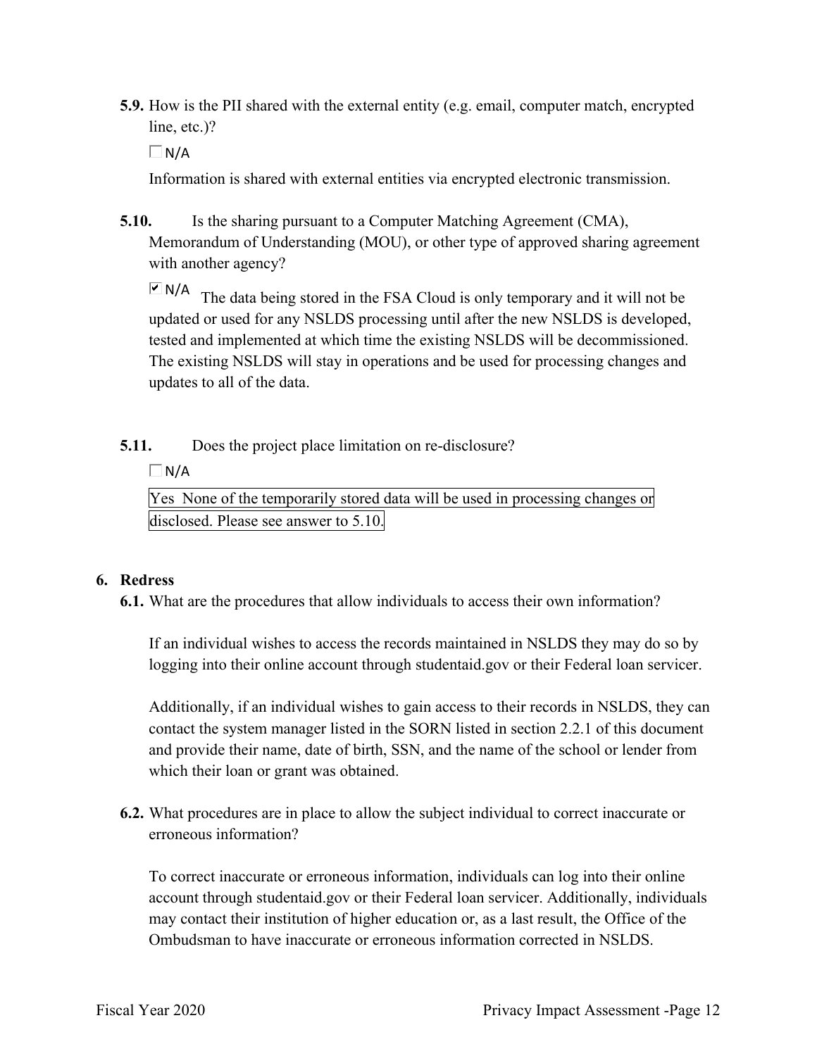**5.9.** How is the PII shared with the external entity (e.g. email, computer match, encrypted line, etc.)?

☐ N/A

Information is shared with external entities via encrypted electronic transmission.

**5.10.** Is the sharing pursuant to a Computer Matching Agreement (CMA), Memorandum of Understanding (MOU), or other type of approved sharing agreement with another agency?

☑ N/A The data being stored in the FSA Cloud is only temporary and it will not be updated or used for any NSLDS processing until after the new NSLDS is developed, tested and implemented at which time the existing NSLDS will be decommissioned. The existing NSLDS will stay in operations and be used for processing changes and updates to all of the data.

**5.11.** Does the project place limitation on re-disclosure?

☐ N/A

Yes None of the temporarily stored data will be used in processing changes or disclosed. Please see answer to 5.10.

**6. Redress**

**6.1.** What are the procedures that allow individuals to access their own information?

If an individual wishes to access the records maintained in NSLDS they may do so by logging into their online account through studentaid.gov or their Federal loan servicer.

Additionally, if an individual wishes to gain access to their records in NSLDS, they can contact the system manager listed in the SORN listed in section 2.2.1 of this document and provide their name, date of birth, SSN, and the name of the school or lender from which their loan or grant was obtained.

**6.2.** What procedures are in place to allow the subject individual to correct inaccurate or erroneous information?

To correct inaccurate or erroneous information, individuals can log into their online account through studentaid.gov or their Federal loan servicer. Additionally, individuals may contact their institution of higher education or, as a last result, the Office of the Ombudsman to have inaccurate or erroneous information corrected in NSLDS.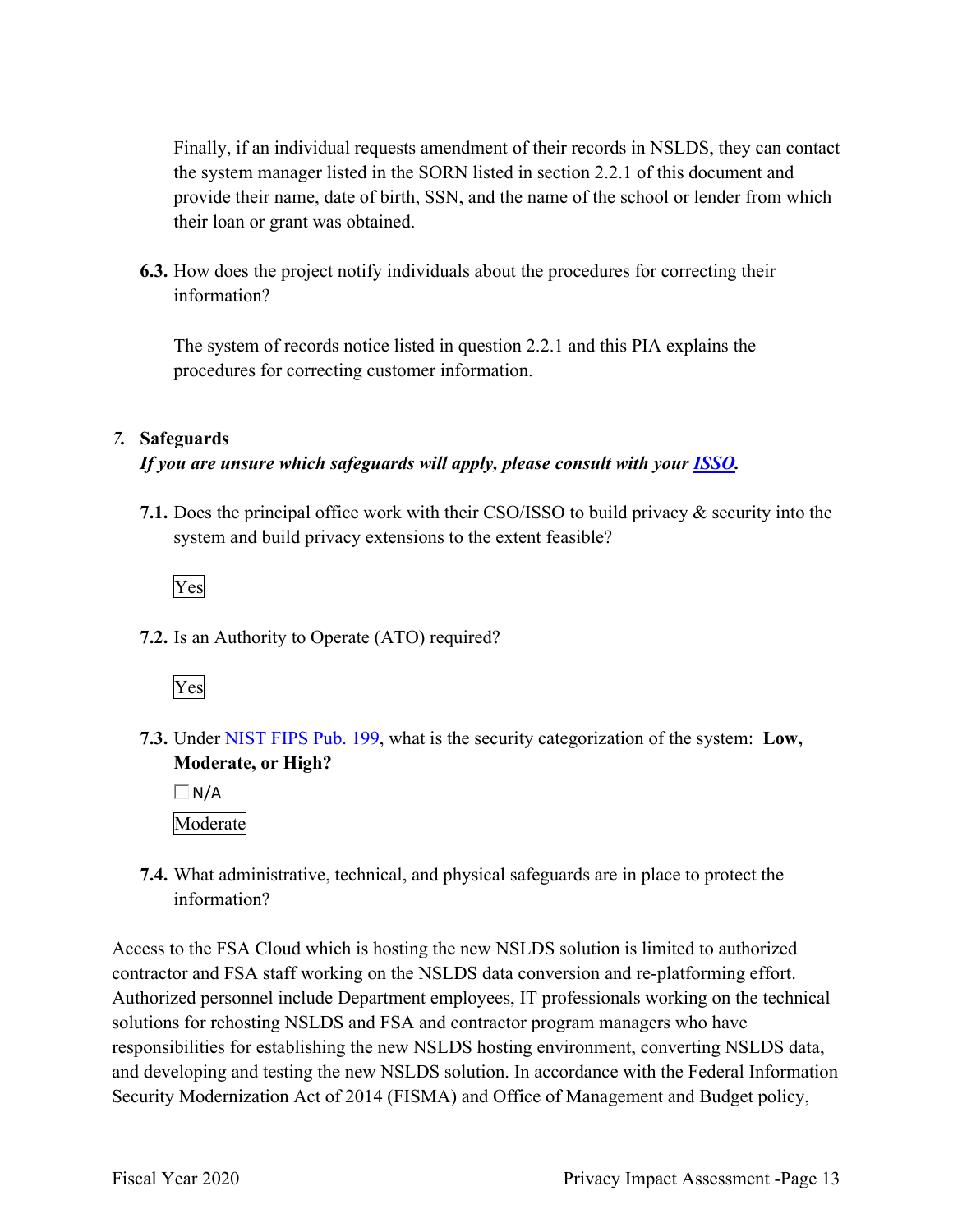Finally, if an individual requests amendment of their records in NSLDS, they can contact the system manager listed in the SORN listed in section 2.2.1 of this document and provide their name, date of birth, SSN, and the name of the school or lender from which their loan or grant was obtained.

**6.3.** How does the project notify individuals about the procedures for correcting their information?

The system of records notice listed in question 2.2.1 and this PIA explains the procedures for correcting customer information.

## *7.* Safeguards

***If you are unsure which safeguards will apply, please consult with your ISSO.***

**7.1.** Does the principal office work with their CSO/ISSO to build privacy & security into the system and build privacy extensions to the extent feasible?

Yes

**7.2.** Is an Authority to Operate (ATO) required?

Yes

**7.3.** Under NIST FIPS Pub. 199, what is the security categorization of the system: **Low, Moderate, or High?**

☐ N/A

Moderate

**7.4.** What administrative, technical, and physical safeguards are in place to protect the information?

Access to the FSA Cloud which is hosting the new NSLDS solution is limited to authorized contractor and FSA staff working on the NSLDS data conversion and re-platforming effort. Authorized personnel include Department employees, IT professionals working on the technical solutions for rehosting NSLDS and FSA and contractor program managers who have responsibilities for establishing the new NSLDS hosting environment, converting NSLDS data, and developing and testing the new NSLDS solution. In accordance with the Federal Information Security Modernization Act of 2014 (FISMA) and Office of Management and Budget policy,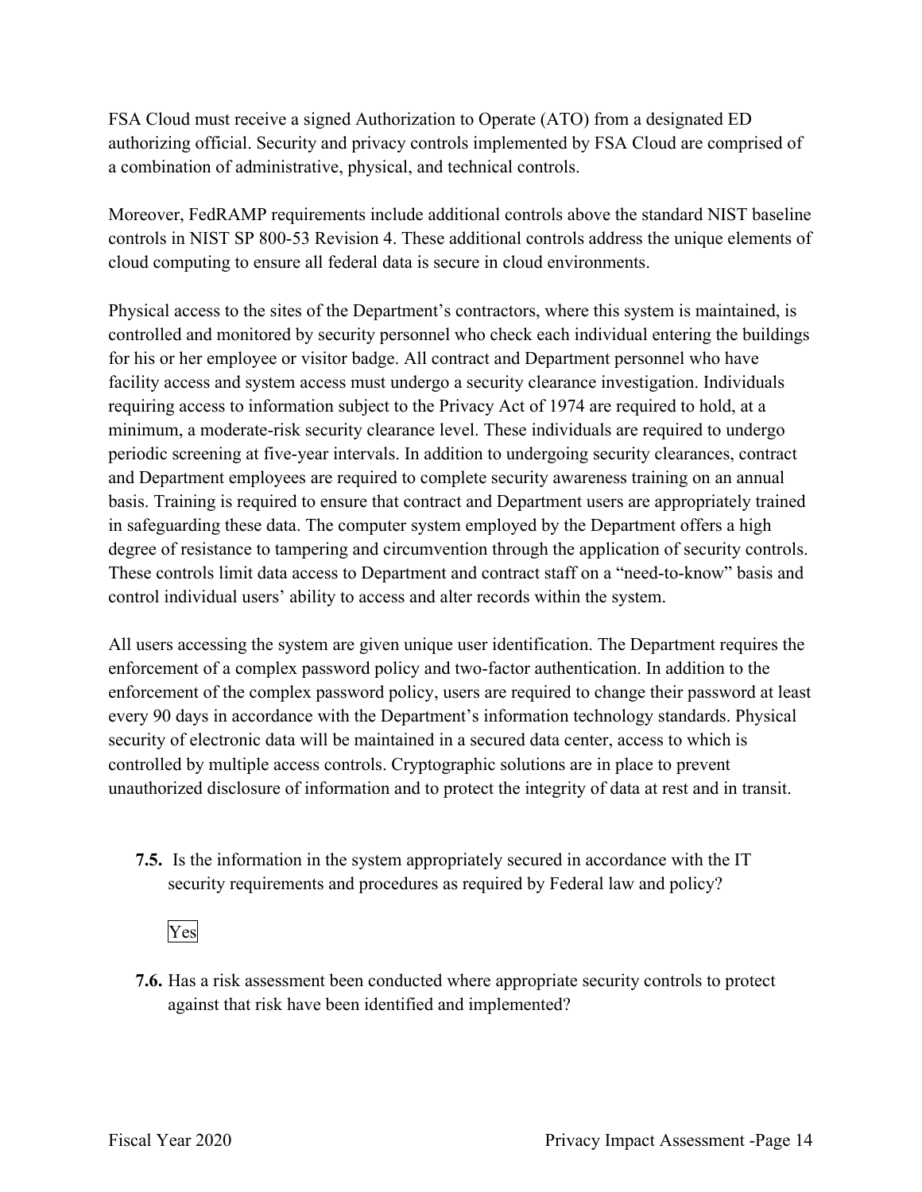FSA Cloud must receive a signed Authorization to Operate (ATO) from a designated ED authorizing official. Security and privacy controls implemented by FSA Cloud are comprised of a combination of administrative, physical, and technical controls.

Moreover, FedRAMP requirements include additional controls above the standard NIST baseline controls in NIST SP 800-53 Revision 4. These additional controls address the unique elements of cloud computing to ensure all federal data is secure in cloud environments.

Physical access to the sites of the Department's contractors, where this system is maintained, is controlled and monitored by security personnel who check each individual entering the buildings for his or her employee or visitor badge. All contract and Department personnel who have facility access and system access must undergo a security clearance investigation. Individuals requiring access to information subject to the Privacy Act of 1974 are required to hold, at a minimum, a moderate-risk security clearance level. These individuals are required to undergo periodic screening at five-year intervals. In addition to undergoing security clearances, contract and Department employees are required to complete security awareness training on an annual basis. Training is required to ensure that contract and Department users are appropriately trained in safeguarding these data. The computer system employed by the Department offers a high degree of resistance to tampering and circumvention through the application of security controls. These controls limit data access to Department and contract staff on a "need-to-know" basis and control individual users' ability to access and alter records within the system.

All users accessing the system are given unique user identification. The Department requires the enforcement of a complex password policy and two-factor authentication. In addition to the enforcement of the complex password policy, users are required to change their password at least every 90 days in accordance with the Department's information technology standards. Physical security of electronic data will be maintained in a secured data center, access to which is controlled by multiple access controls. Cryptographic solutions are in place to prevent unauthorized disclosure of information and to protect the integrity of data at rest and in transit.

**7.5.** Is the information in the system appropriately secured in accordance with the IT security requirements and procedures as required by Federal law and policy?

Yes

**7.6.** Has a risk assessment been conducted where appropriate security controls to protect against that risk have been identified and implemented?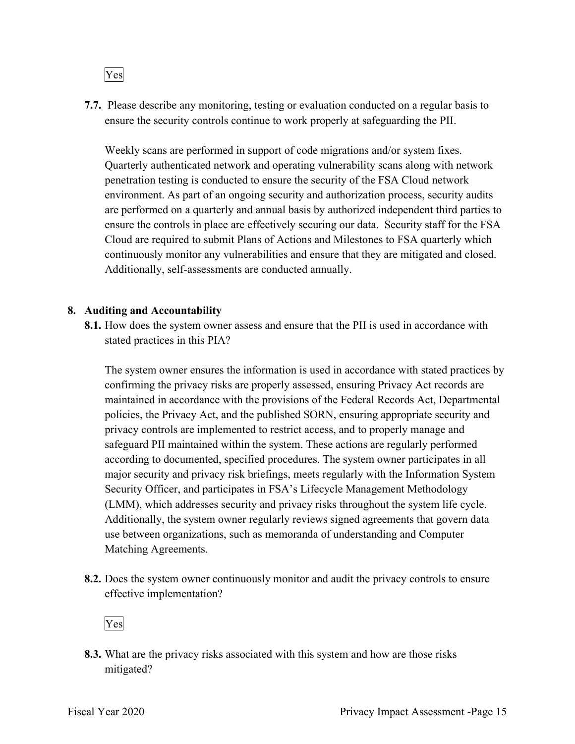Yes

**7.7.** Please describe any monitoring, testing or evaluation conducted on a regular basis to ensure the security controls continue to work properly at safeguarding the PII.

Weekly scans are performed in support of code migrations and/or system fixes. Quarterly authenticated network and operating vulnerability scans along with network penetration testing is conducted to ensure the security of the FSA Cloud network environment. As part of an ongoing security and authorization process, security audits are performed on a quarterly and annual basis by authorized independent third parties to ensure the controls in place are effectively securing our data. Security staff for the FSA Cloud are required to submit Plans of Actions and Milestones to FSA quarterly which continuously monitor any vulnerabilities and ensure that they are mitigated and closed. Additionally, self-assessments are conducted annually.

## 8. Auditing and Accountability

**8.1.** How does the system owner assess and ensure that the PII is used in accordance with stated practices in this PIA?

The system owner ensures the information is used in accordance with stated practices by confirming the privacy risks are properly assessed, ensuring Privacy Act records are maintained in accordance with the provisions of the Federal Records Act, Departmental policies, the Privacy Act, and the published SORN, ensuring appropriate security and privacy controls are implemented to restrict access, and to properly manage and safeguard PII maintained within the system. These actions are regularly performed according to documented, specified procedures. The system owner participates in all major security and privacy risk briefings, meets regularly with the Information System Security Officer, and participates in FSA's Lifecycle Management Methodology (LMM), which addresses security and privacy risks throughout the system life cycle. Additionally, the system owner regularly reviews signed agreements that govern data use between organizations, such as memoranda of understanding and Computer Matching Agreements.

**8.2.** Does the system owner continuously monitor and audit the privacy controls to ensure effective implementation?

Yes

**8.3.** What are the privacy risks associated with this system and how are those risks mitigated?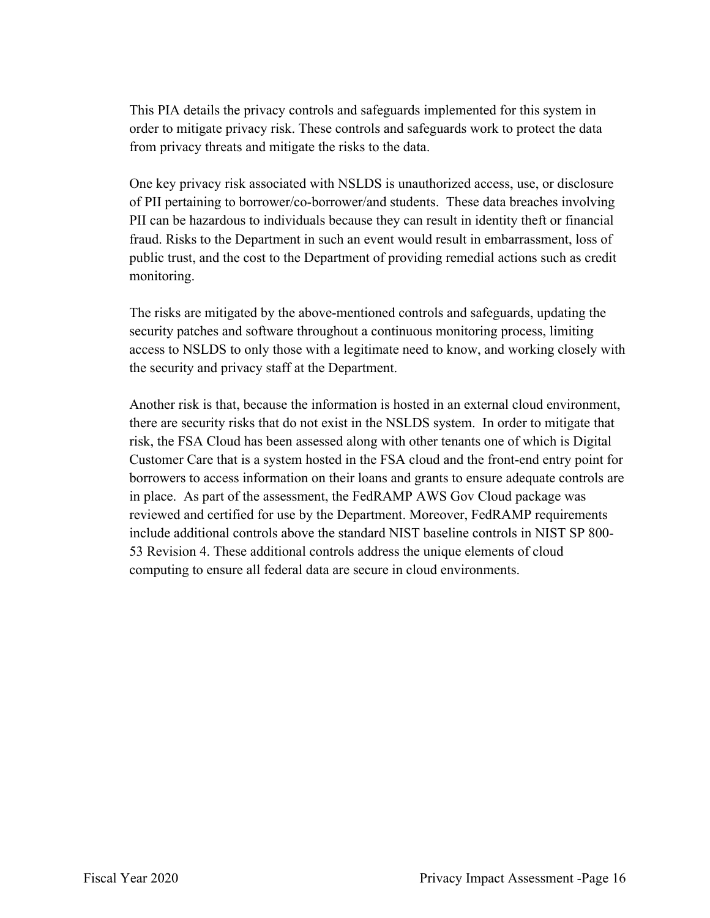This PIA details the privacy controls and safeguards implemented for this system in order to mitigate privacy risk. These controls and safeguards work to protect the data from privacy threats and mitigate the risks to the data.

One key privacy risk associated with NSLDS is unauthorized access, use, or disclosure of PII pertaining to borrower/co-borrower/and students. These data breaches involving PII can be hazardous to individuals because they can result in identity theft or financial fraud. Risks to the Department in such an event would result in embarrassment, loss of public trust, and the cost to the Department of providing remedial actions such as credit monitoring.

The risks are mitigated by the above-mentioned controls and safeguards, updating the security patches and software throughout a continuous monitoring process, limiting access to NSLDS to only those with a legitimate need to know, and working closely with the security and privacy staff at the Department.

Another risk is that, because the information is hosted in an external cloud environment, there are security risks that do not exist in the NSLDS system. In order to mitigate that risk, the FSA Cloud has been assessed along with other tenants one of which is Digital Customer Care that is a system hosted in the FSA cloud and the front-end entry point for borrowers to access information on their loans and grants to ensure adequate controls are in place. As part of the assessment, the FedRAMP AWS Gov Cloud package was reviewed and certified for use by the Department. Moreover, FedRAMP requirements include additional controls above the standard NIST baseline controls in NIST SP 800-53 Revision 4. These additional controls address the unique elements of cloud computing to ensure all federal data are secure in cloud environments.